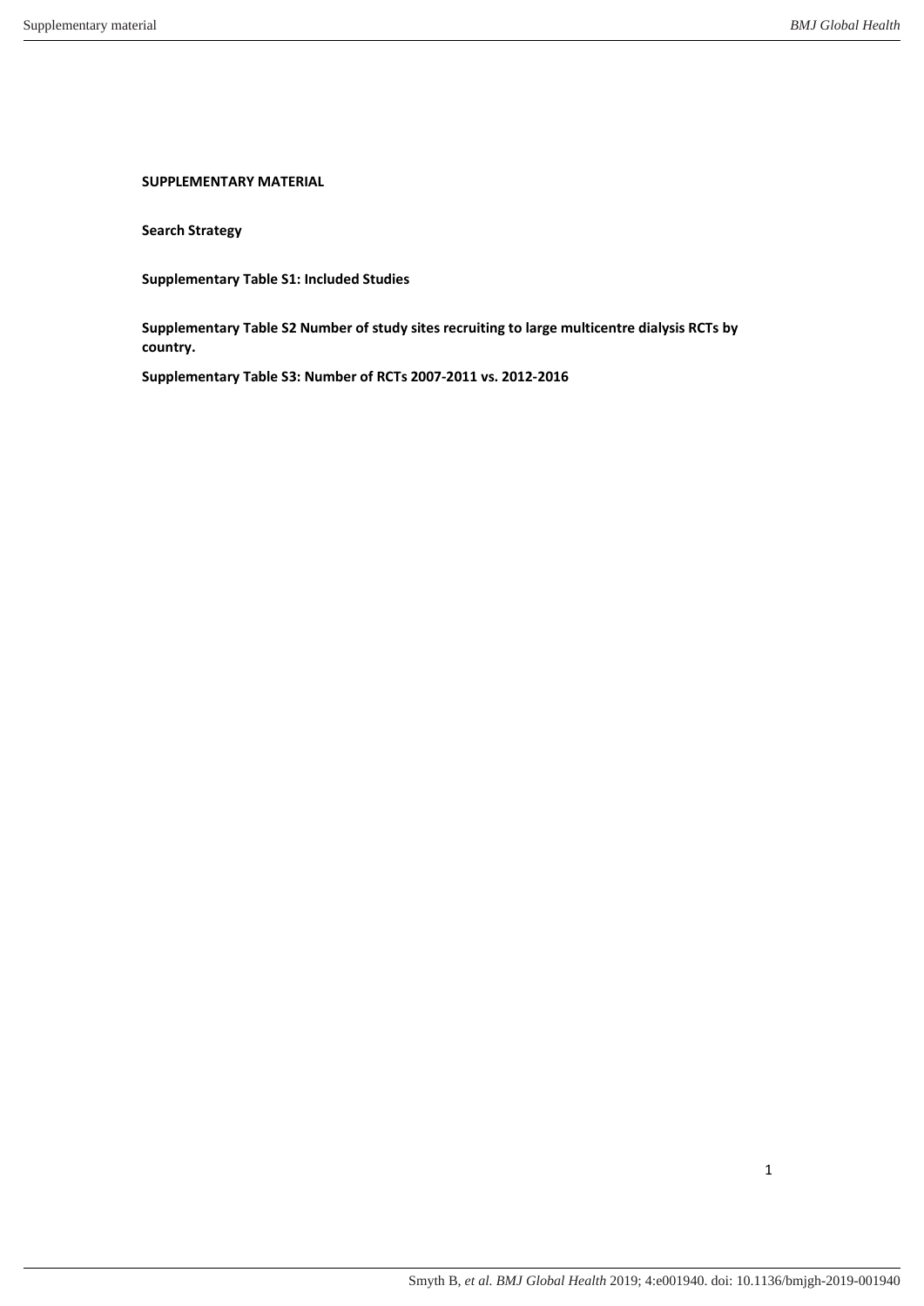**SUPPLEMENTARY MATERIAL**

**Search Strategy**

**Supplementary Table S1: Included Studies**

**Supplementary Table S2 Number of study sites recruiting to large multicentre dialysis RCTs by country.**

**Supplementary Table S3: Number of RCTs 2007-2011 vs. 2012-2016**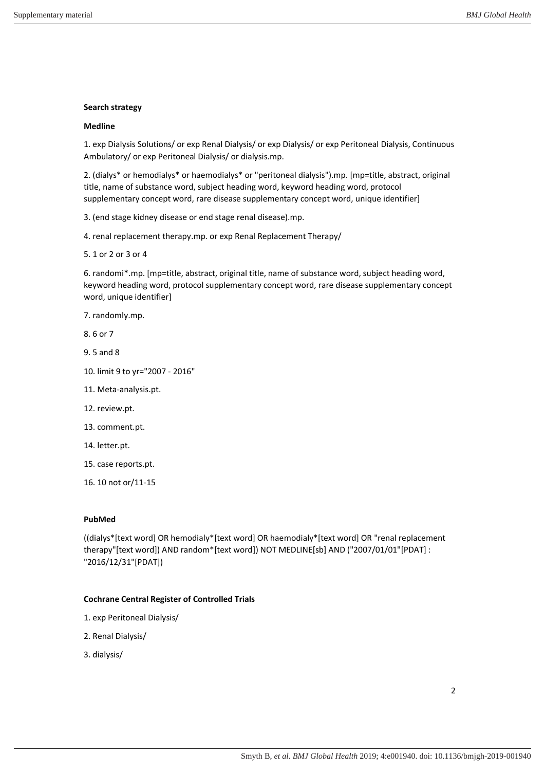**Search strategy**

**Medline**

1. exp Dialysis Solutions/ or exp Renal Dialysis/ or exp Dialysis/ or exp Peritoneal Dialysis, Continuous Ambulatory/ or exp Peritoneal Dialysis/ or dialysis.mp.

2. (dialys* or hemodialys* or haemodialys* or "peritoneal dialysis").mp. [mp=title, abstract, original title, name of substance word, subject heading word, keyword heading word, protocol supplementary concept word, rare disease supplementary concept word, unique identifier]

3. (end stage kidney disease or end stage renal disease).mp.

4. renal replacement therapy.mp. or exp Renal Replacement Therapy/

5. 1 or 2 or 3 or 4

6. randomi*.mp. [mp=title, abstract, original title, name of substance word, subject heading word, keyword heading word, protocol supplementary concept word, rare disease supplementary concept word, unique identifier]

7. randomly.mp.

8. 6 or 7

9. 5 and 8

10. limit 9 to yr="2007 - 2016"

11. Meta-analysis.pt.

12. review.pt.

13. comment.pt.

14. letter.pt.

15. case reports.pt.

16. 10 not or/11-15

**PubMed**

((dialys*[text word] OR hemodialy*[text word] OR haemodialy*[text word] OR "renal replacement therapy"[text word]) AND random*[text word]) NOT MEDLINE[sb] AND ("2007/01/01"[PDAT] : "2016/12/31"[PDAT])

**Cochrane Central Register of Controlled Trials**

1. exp Peritoneal Dialysis/

2. Renal Dialysis/

3. dialysis/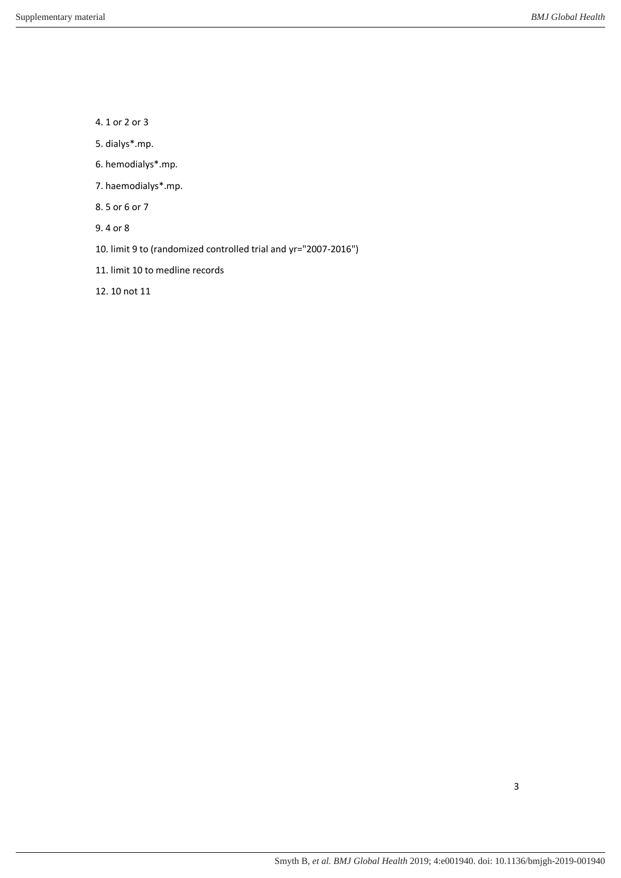4. 1 or 2 or 3

5. dialys*.mp.

6. hemodialys*.mp.

7. haemodialys*.mp.

8. 5 or 6 or 7

9. 4 or 8

10. limit 9 to (randomized controlled trial and yr="2007-2016")

11. limit 10 to medline records

12. 10 not 11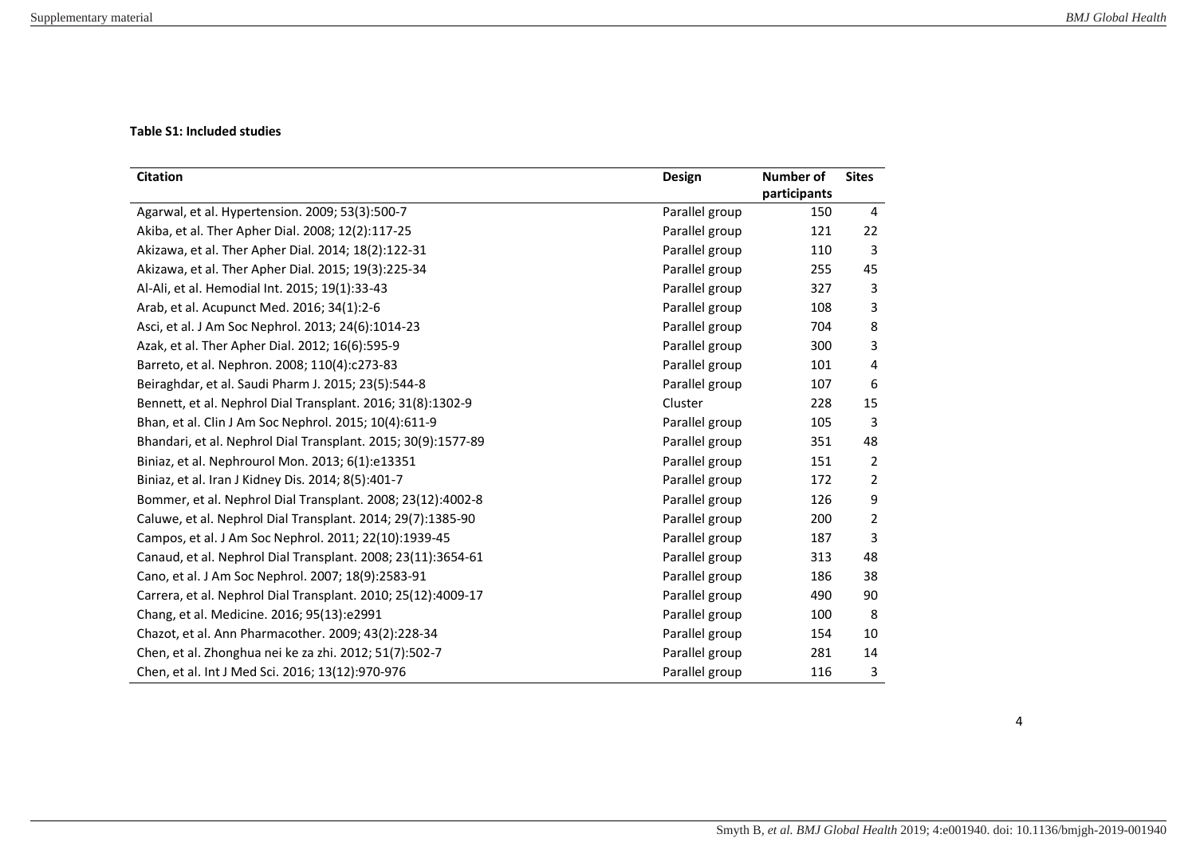**Table S1: Included studies**

| Citation | Design | Number of participants | Sites |
|---|---|---|---|
| Agarwal, et al. Hypertension. 2009; 53(3):500-7 | Parallel group | 150 | 4 |
| Akiba, et al. Ther Apher Dial. 2008; 12(2):117-25 | Parallel group | 121 | 22 |
| Akizawa, et al. Ther Apher Dial. 2014; 18(2):122-31 | Parallel group | 110 | 3 |
| Akizawa, et al. Ther Apher Dial. 2015; 19(3):225-34 | Parallel group | 255 | 45 |
| Al-Ali, et al. Hemodial Int. 2015; 19(1):33-43 | Parallel group | 327 | 3 |
| Arab, et al. Acupunct Med. 2016; 34(1):2-6 | Parallel group | 108 | 3 |
| Asci, et al. J Am Soc Nephrol. 2013; 24(6):1014-23 | Parallel group | 704 | 8 |
| Azak, et al. Ther Apher Dial. 2012; 16(6):595-9 | Parallel group | 300 | 3 |
| Barreto, et al. Nephron. 2008; 110(4):c273-83 | Parallel group | 101 | 4 |
| Beiraghdar, et al. Saudi Pharm J. 2015; 23(5):544-8 | Parallel group | 107 | 6 |
| Bennett, et al. Nephrol Dial Transplant. 2016; 31(8):1302-9 | Cluster | 228 | 15 |
| Bhan, et al. Clin J Am Soc Nephrol. 2015; 10(4):611-9 | Parallel group | 105 | 3 |
| Bhandari, et al. Nephrol Dial Transplant. 2015; 30(9):1577-89 | Parallel group | 351 | 48 |
| Biniaz, et al. Nephrourol Mon. 2013; 6(1):e13351 | Parallel group | 151 | 2 |
| Biniaz, et al. Iran J Kidney Dis. 2014; 8(5):401-7 | Parallel group | 172 | 2 |
| Bommer, et al. Nephrol Dial Transplant. 2008; 23(12):4002-8 | Parallel group | 126 | 9 |
| Caluwe, et al. Nephrol Dial Transplant. 2014; 29(7):1385-90 | Parallel group | 200 | 2 |
| Campos, et al. J Am Soc Nephrol. 2011; 22(10):1939-45 | Parallel group | 187 | 3 |
| Canaud, et al. Nephrol Dial Transplant. 2008; 23(11):3654-61 | Parallel group | 313 | 48 |
| Cano, et al. J Am Soc Nephrol. 2007; 18(9):2583-91 | Parallel group | 186 | 38 |
| Carrera, et al. Nephrol Dial Transplant. 2010; 25(12):4009-17 | Parallel group | 490 | 90 |
| Chang, et al. Medicine. 2016; 95(13):e2991 | Parallel group | 100 | 8 |
| Chazot, et al. Ann Pharmacother. 2009; 43(2):228-34 | Parallel group | 154 | 10 |
| Chen, et al. Zhonghua nei ke za zhi. 2012; 51(7):502-7 | Parallel group | 281 | 14 |
| Chen, et al. Int J Med Sci. 2016; 13(12):970-976 | Parallel group | 116 | 3 |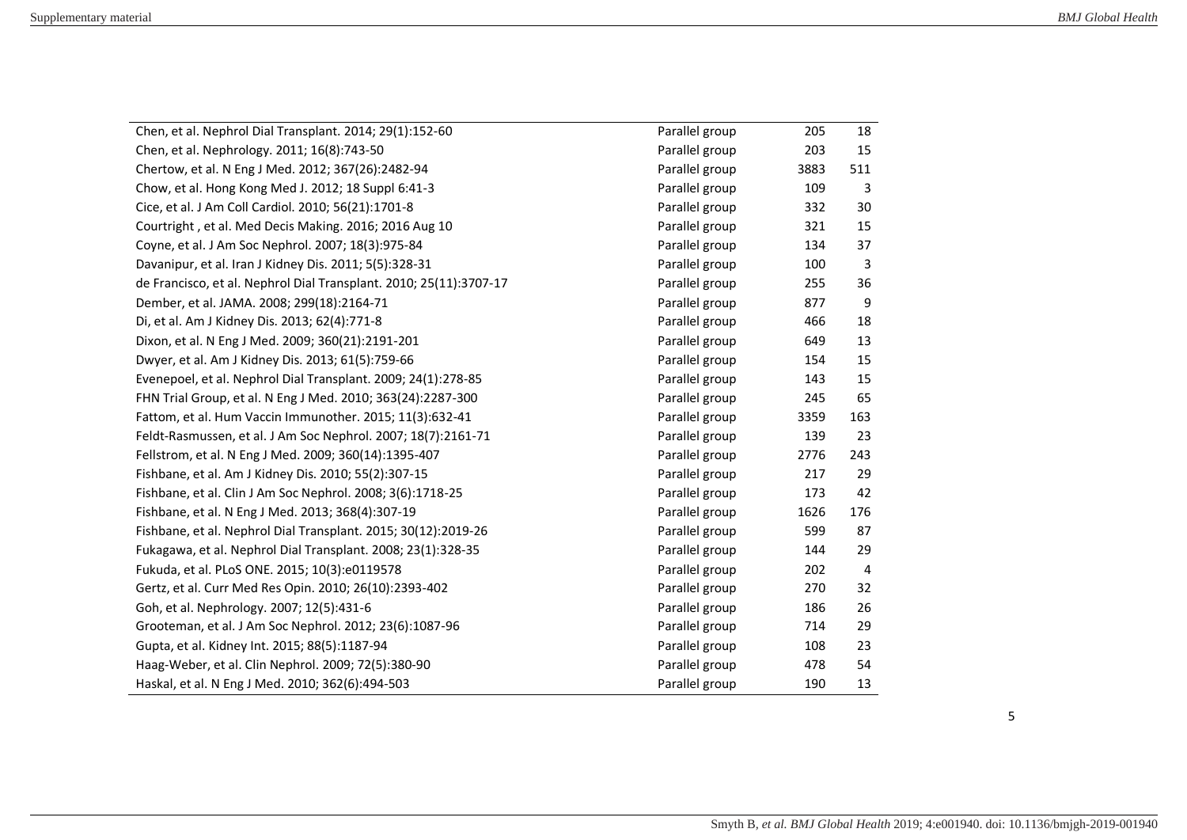| | | | |
|---|---|---|---|
| Chen, et al. Nephrol Dial Transplant. 2014; 29(1):152-60 | Parallel group | 205 | 18 |
| Chen, et al. Nephrology. 2011; 16(8):743-50 | Parallel group | 203 | 15 |
| Chertow, et al. N Eng J Med. 2012; 367(26):2482-94 | Parallel group | 3883 | 511 |
| Chow, et al. Hong Kong Med J. 2012; 18 Suppl 6:41-3 | Parallel group | 109 | 3 |
| Cice, et al. J Am Coll Cardiol. 2010; 56(21):1701-8 | Parallel group | 332 | 30 |
| Courtright , et al. Med Decis Making. 2016; 2016 Aug 10 | Parallel group | 321 | 15 |
| Coyne, et al. J Am Soc Nephrol. 2007; 18(3):975-84 | Parallel group | 134 | 37 |
| Davanipur, et al. Iran J Kidney Dis. 2011; 5(5):328-31 | Parallel group | 100 | 3 |
| de Francisco, et al. Nephrol Dial Transplant. 2010; 25(11):3707-17 | Parallel group | 255 | 36 |
| Dember, et al. JAMA. 2008; 299(18):2164-71 | Parallel group | 877 | 9 |
| Di, et al. Am J Kidney Dis. 2013; 62(4):771-8 | Parallel group | 466 | 18 |
| Dixon, et al. N Eng J Med. 2009; 360(21):2191-201 | Parallel group | 649 | 13 |
| Dwyer, et al. Am J Kidney Dis. 2013; 61(5):759-66 | Parallel group | 154 | 15 |
| Evenepoel, et al. Nephrol Dial Transplant. 2009; 24(1):278-85 | Parallel group | 143 | 15 |
| FHN Trial Group, et al. N Eng J Med. 2010; 363(24):2287-300 | Parallel group | 245 | 65 |
| Fattom, et al. Hum Vaccin Immunother. 2015; 11(3):632-41 | Parallel group | 3359 | 163 |
| Feldt-Rasmussen, et al. J Am Soc Nephrol. 2007; 18(7):2161-71 | Parallel group | 139 | 23 |
| Fellstrom, et al. N Eng J Med. 2009; 360(14):1395-407 | Parallel group | 2776 | 243 |
| Fishbane, et al. Am J Kidney Dis. 2010; 55(2):307-15 | Parallel group | 217 | 29 |
| Fishbane, et al. Clin J Am Soc Nephrol. 2008; 3(6):1718-25 | Parallel group | 173 | 42 |
| Fishbane, et al. N Eng J Med. 2013; 368(4):307-19 | Parallel group | 1626 | 176 |
| Fishbane, et al. Nephrol Dial Transplant. 2015; 30(12):2019-26 | Parallel group | 599 | 87 |
| Fukagawa, et al. Nephrol Dial Transplant. 2008; 23(1):328-35 | Parallel group | 144 | 29 |
| Fukuda, et al. PLoS ONE. 2015; 10(3):e0119578 | Parallel group | 202 | 4 |
| Gertz, et al. Curr Med Res Opin. 2010; 26(10):2393-402 | Parallel group | 270 | 32 |
| Goh, et al. Nephrology. 2007; 12(5):431-6 | Parallel group | 186 | 26 |
| Grooteman, et al. J Am Soc Nephrol. 2012; 23(6):1087-96 | Parallel group | 714 | 29 |
| Gupta, et al. Kidney Int. 2015; 88(5):1187-94 | Parallel group | 108 | 23 |
| Haag-Weber, et al. Clin Nephrol. 2009; 72(5):380-90 | Parallel group | 478 | 54 |
| Haskal, et al. N Eng J Med. 2010; 362(6):494-503 | Parallel group | 190 | 13 |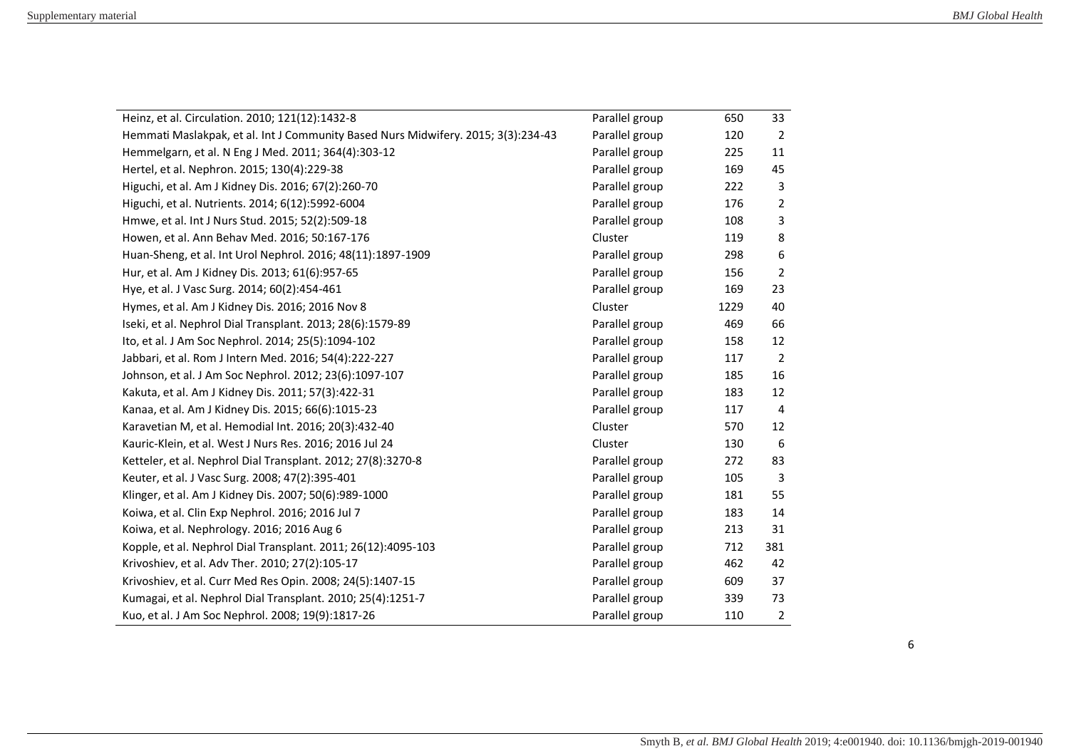| | | | |
|---|---|---|---|
| Heinz, et al. Circulation. 2010; 121(12):1432-8 | Parallel group | 650 | 33 |
| Hemmati Maslakpak, et al. Int J Community Based Nurs Midwifery. 2015; 3(3):234-43 | Parallel group | 120 | 2 |
| Hemmelgarn, et al. N Eng J Med. 2011; 364(4):303-12 | Parallel group | 225 | 11 |
| Hertel, et al. Nephron. 2015; 130(4):229-38 | Parallel group | 169 | 45 |
| Higuchi, et al. Am J Kidney Dis. 2016; 67(2):260-70 | Parallel group | 222 | 3 |
| Higuchi, et al. Nutrients. 2014; 6(12):5992-6004 | Parallel group | 176 | 2 |
| Hmwe, et al. Int J Nurs Stud. 2015; 52(2):509-18 | Parallel group | 108 | 3 |
| Howen, et al. Ann Behav Med. 2016; 50:167-176 | Cluster | 119 | 8 |
| Huan-Sheng, et al. Int Urol Nephrol. 2016; 48(11):1897-1909 | Parallel group | 298 | 6 |
| Hur, et al. Am J Kidney Dis. 2013; 61(6):957-65 | Parallel group | 156 | 2 |
| Hye, et al. J Vasc Surg. 2014; 60(2):454-461 | Parallel group | 169 | 23 |
| Hymes, et al. Am J Kidney Dis. 2016; 2016 Nov 8 | Cluster | 1229 | 40 |
| Iseki, et al. Nephrol Dial Transplant. 2013; 28(6):1579-89 | Parallel group | 469 | 66 |
| Ito, et al. J Am Soc Nephrol. 2014; 25(5):1094-102 | Parallel group | 158 | 12 |
| Jabbari, et al. Rom J Intern Med. 2016; 54(4):222-227 | Parallel group | 117 | 2 |
| Johnson, et al. J Am Soc Nephrol. 2012; 23(6):1097-107 | Parallel group | 185 | 16 |
| Kakuta, et al. Am J Kidney Dis. 2011; 57(3):422-31 | Parallel group | 183 | 12 |
| Kanaa, et al. Am J Kidney Dis. 2015; 66(6):1015-23 | Parallel group | 117 | 4 |
| Karavetian M, et al. Hemodial Int. 2016; 20(3):432-40 | Cluster | 570 | 12 |
| Kauric-Klein, et al. West J Nurs Res. 2016; 2016 Jul 24 | Cluster | 130 | 6 |
| Ketteler, et al. Nephrol Dial Transplant. 2012; 27(8):3270-8 | Parallel group | 272 | 83 |
| Keuter, et al. J Vasc Surg. 2008; 47(2):395-401 | Parallel group | 105 | 3 |
| Klinger, et al. Am J Kidney Dis. 2007; 50(6):989-1000 | Parallel group | 181 | 55 |
| Koiwa, et al. Clin Exp Nephrol. 2016; 2016 Jul 7 | Parallel group | 183 | 14 |
| Koiwa, et al. Nephrology. 2016; 2016 Aug 6 | Parallel group | 213 | 31 |
| Kopple, et al. Nephrol Dial Transplant. 2011; 26(12):4095-103 | Parallel group | 712 | 381 |
| Krivoshiev, et al. Adv Ther. 2010; 27(2):105-17 | Parallel group | 462 | 42 |
| Krivoshiev, et al. Curr Med Res Opin. 2008; 24(5):1407-15 | Parallel group | 609 | 37 |
| Kumagai, et al. Nephrol Dial Transplant. 2010; 25(4):1251-7 | Parallel group | 339 | 73 |
| Kuo, et al. J Am Soc Nephrol. 2008; 19(9):1817-26 | Parallel group | 110 | 2 |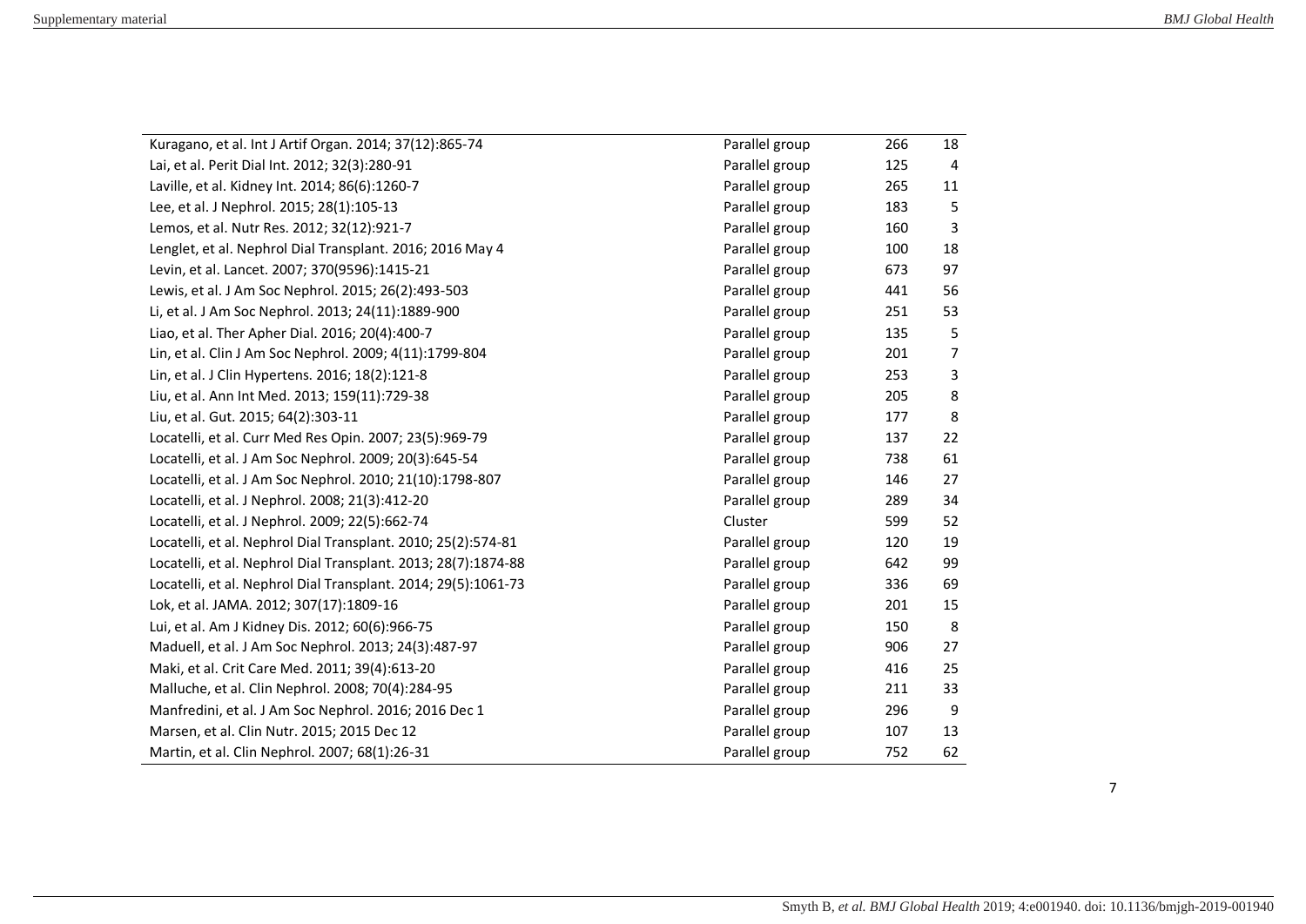| | | | |
|---|---|---|---|
| Kuragano, et al. Int J Artif Organ. 2014; 37(12):865-74 | Parallel group | 266 | 18 |
| Lai, et al. Perit Dial Int. 2012; 32(3):280-91 | Parallel group | 125 | 4 |
| Laville, et al. Kidney Int. 2014; 86(6):1260-7 | Parallel group | 265 | 11 |
| Lee, et al. J Nephrol. 2015; 28(1):105-13 | Parallel group | 183 | 5 |
| Lemos, et al. Nutr Res. 2012; 32(12):921-7 | Parallel group | 160 | 3 |
| Lenglet, et al. Nephrol Dial Transplant. 2016; 2016 May 4 | Parallel group | 100 | 18 |
| Levin, et al. Lancet. 2007; 370(9596):1415-21 | Parallel group | 673 | 97 |
| Lewis, et al. J Am Soc Nephrol. 2015; 26(2):493-503 | Parallel group | 441 | 56 |
| Li, et al. J Am Soc Nephrol. 2013; 24(11):1889-900 | Parallel group | 251 | 53 |
| Liao, et al. Ther Apher Dial. 2016; 20(4):400-7 | Parallel group | 135 | 5 |
| Lin, et al. Clin J Am Soc Nephrol. 2009; 4(11):1799-804 | Parallel group | 201 | 7 |
| Lin, et al. J Clin Hypertens. 2016; 18(2):121-8 | Parallel group | 253 | 3 |
| Liu, et al. Ann Int Med. 2013; 159(11):729-38 | Parallel group | 205 | 8 |
| Liu, et al. Gut. 2015; 64(2):303-11 | Parallel group | 177 | 8 |
| Locatelli, et al. Curr Med Res Opin. 2007; 23(5):969-79 | Parallel group | 137 | 22 |
| Locatelli, et al. J Am Soc Nephrol. 2009; 20(3):645-54 | Parallel group | 738 | 61 |
| Locatelli, et al. J Am Soc Nephrol. 2010; 21(10):1798-807 | Parallel group | 146 | 27 |
| Locatelli, et al. J Nephrol. 2008; 21(3):412-20 | Parallel group | 289 | 34 |
| Locatelli, et al. J Nephrol. 2009; 22(5):662-74 | Cluster | 599 | 52 |
| Locatelli, et al. Nephrol Dial Transplant. 2010; 25(2):574-81 | Parallel group | 120 | 19 |
| Locatelli, et al. Nephrol Dial Transplant. 2013; 28(7):1874-88 | Parallel group | 642 | 99 |
| Locatelli, et al. Nephrol Dial Transplant. 2014; 29(5):1061-73 | Parallel group | 336 | 69 |
| Lok, et al. JAMA. 2012; 307(17):1809-16 | Parallel group | 201 | 15 |
| Lui, et al. Am J Kidney Dis. 2012; 60(6):966-75 | Parallel group | 150 | 8 |
| Maduell, et al. J Am Soc Nephrol. 2013; 24(3):487-97 | Parallel group | 906 | 27 |
| Maki, et al. Crit Care Med. 2011; 39(4):613-20 | Parallel group | 416 | 25 |
| Malluche, et al. Clin Nephrol. 2008; 70(4):284-95 | Parallel group | 211 | 33 |
| Manfredini, et al. J Am Soc Nephrol. 2016; 2016 Dec 1 | Parallel group | 296 | 9 |
| Marsen, et al. Clin Nutr. 2015; 2015 Dec 12 | Parallel group | 107 | 13 |
| Martin, et al. Clin Nephrol. 2007; 68(1):26-31 | Parallel group | 752 | 62 |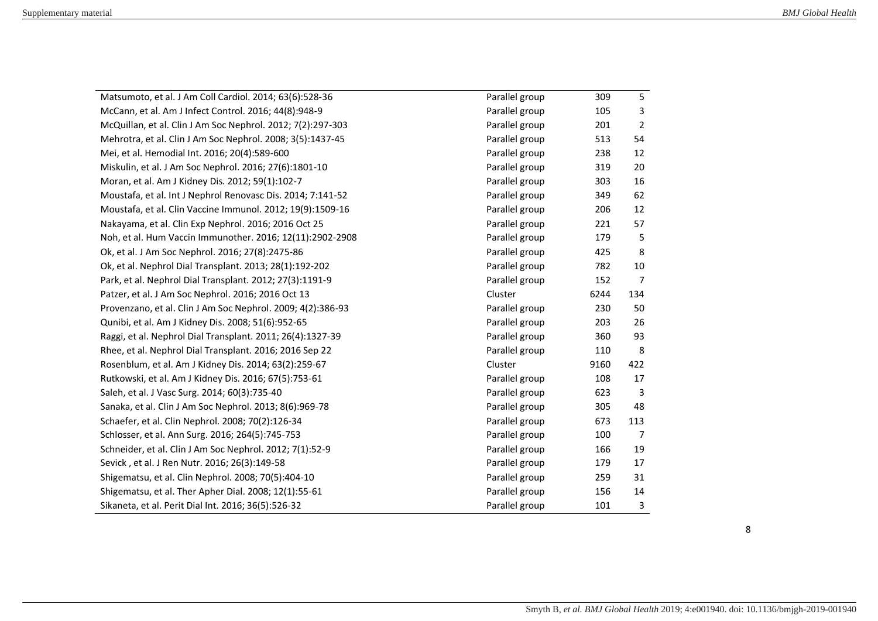| | | | |
|---|---|---|---|
| Matsumoto, et al. J Am Coll Cardiol. 2014; 63(6):528-36 | Parallel group | 309 | 5 |
| McCann, et al. Am J Infect Control. 2016; 44(8):948-9 | Parallel group | 105 | 3 |
| McQuillan, et al. Clin J Am Soc Nephrol. 2012; 7(2):297-303 | Parallel group | 201 | 2 |
| Mehrotra, et al. Clin J Am Soc Nephrol. 2008; 3(5):1437-45 | Parallel group | 513 | 54 |
| Mei, et al. Hemodial Int. 2016; 20(4):589-600 | Parallel group | 238 | 12 |
| Miskulin, et al. J Am Soc Nephrol. 2016; 27(6):1801-10 | Parallel group | 319 | 20 |
| Moran, et al. Am J Kidney Dis. 2012; 59(1):102-7 | Parallel group | 303 | 16 |
| Moustafa, et al. Int J Nephrol Renovasc Dis. 2014; 7:141-52 | Parallel group | 349 | 62 |
| Moustafa, et al. Clin Vaccine Immunol. 2012; 19(9):1509-16 | Parallel group | 206 | 12 |
| Nakayama, et al. Clin Exp Nephrol. 2016; 2016 Oct 25 | Parallel group | 221 | 57 |
| Noh, et al. Hum Vaccin Immunother. 2016; 12(11):2902-2908 | Parallel group | 179 | 5 |
| Ok, et al. J Am Soc Nephrol. 2016; 27(8):2475-86 | Parallel group | 425 | 8 |
| Ok, et al. Nephrol Dial Transplant. 2013; 28(1):192-202 | Parallel group | 782 | 10 |
| Park, et al. Nephrol Dial Transplant. 2012; 27(3):1191-9 | Parallel group | 152 | 7 |
| Patzer, et al. J Am Soc Nephrol. 2016; 2016 Oct 13 | Cluster | 6244 | 134 |
| Provenzano, et al. Clin J Am Soc Nephrol. 2009; 4(2):386-93 | Parallel group | 230 | 50 |
| Qunibi, et al. Am J Kidney Dis. 2008; 51(6):952-65 | Parallel group | 203 | 26 |
| Raggi, et al. Nephrol Dial Transplant. 2011; 26(4):1327-39 | Parallel group | 360 | 93 |
| Rhee, et al. Nephrol Dial Transplant. 2016; 2016 Sep 22 | Parallel group | 110 | 8 |
| Rosenblum, et al. Am J Kidney Dis. 2014; 63(2):259-67 | Cluster | 9160 | 422 |
| Rutkowski, et al. Am J Kidney Dis. 2016; 67(5):753-61 | Parallel group | 108 | 17 |
| Saleh, et al. J Vasc Surg. 2014; 60(3):735-40 | Parallel group | 623 | 3 |
| Sanaka, et al. Clin J Am Soc Nephrol. 2013; 8(6):969-78 | Parallel group | 305 | 48 |
| Schaefer, et al. Clin Nephrol. 2008; 70(2):126-34 | Parallel group | 673 | 113 |
| Schlosser, et al. Ann Surg. 2016; 264(5):745-753 | Parallel group | 100 | 7 |
| Schneider, et al. Clin J Am Soc Nephrol. 2012; 7(1):52-9 | Parallel group | 166 | 19 |
| Sevick , et al. J Ren Nutr. 2016; 26(3):149-58 | Parallel group | 179 | 17 |
| Shigematsu, et al. Clin Nephrol. 2008; 70(5):404-10 | Parallel group | 259 | 31 |
| Shigematsu, et al. Ther Apher Dial. 2008; 12(1):55-61 | Parallel group | 156 | 14 |
| Sikaneta, et al. Perit Dial Int. 2016; 36(5):526-32 | Parallel group | 101 | 3 |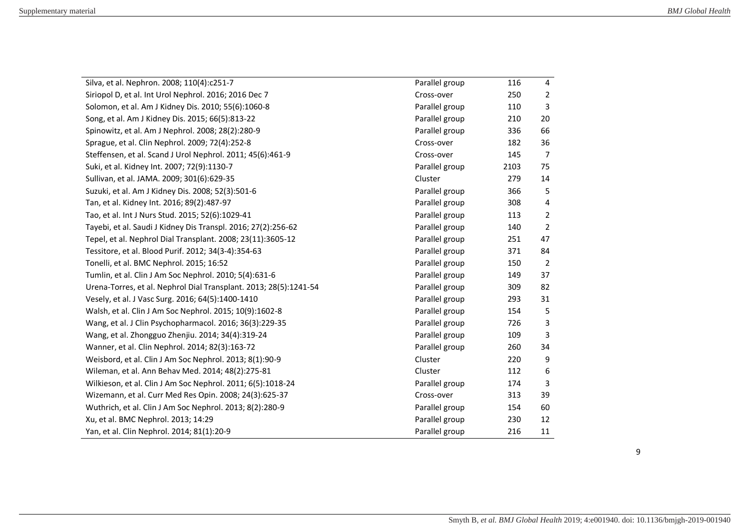| | | | |
|---|---|---|---|
| Silva, et al. Nephron. 2008; 110(4):c251-7 | Parallel group | 116 | 4 |
| Siriopol D, et al. Int Urol Nephrol. 2016; 2016 Dec 7 | Cross-over | 250 | 2 |
| Solomon, et al. Am J Kidney Dis. 2010; 55(6):1060-8 | Parallel group | 110 | 3 |
| Song, et al. Am J Kidney Dis. 2015; 66(5):813-22 | Parallel group | 210 | 20 |
| Spinowitz, et al. Am J Nephrol. 2008; 28(2):280-9 | Parallel group | 336 | 66 |
| Sprague, et al. Clin Nephrol. 2009; 72(4):252-8 | Cross-over | 182 | 36 |
| Steffensen, et al. Scand J Urol Nephrol. 2011; 45(6):461-9 | Cross-over | 145 | 7 |
| Suki, et al. Kidney Int. 2007; 72(9):1130-7 | Parallel group | 2103 | 75 |
| Sullivan, et al. JAMA. 2009; 301(6):629-35 | Cluster | 279 | 14 |
| Suzuki, et al. Am J Kidney Dis. 2008; 52(3):501-6 | Parallel group | 366 | 5 |
| Tan, et al. Kidney Int. 2016; 89(2):487-97 | Parallel group | 308 | 4 |
| Tao, et al. Int J Nurs Stud. 2015; 52(6):1029-41 | Parallel group | 113 | 2 |
| Tayebi, et al. Saudi J Kidney Dis Transpl. 2016; 27(2):256-62 | Parallel group | 140 | 2 |
| Tepel, et al. Nephrol Dial Transplant. 2008; 23(11):3605-12 | Parallel group | 251 | 47 |
| Tessitore, et al. Blood Purif. 2012; 34(3-4):354-63 | Parallel group | 371 | 84 |
| Tonelli, et al. BMC Nephrol. 2015; 16:52 | Parallel group | 150 | 2 |
| Tumlin, et al. Clin J Am Soc Nephrol. 2010; 5(4):631-6 | Parallel group | 149 | 37 |
| Urena-Torres, et al. Nephrol Dial Transplant. 2013; 28(5):1241-54 | Parallel group | 309 | 82 |
| Vesely, et al. J Vasc Surg. 2016; 64(5):1400-1410 | Parallel group | 293 | 31 |
| Walsh, et al. Clin J Am Soc Nephrol. 2015; 10(9):1602-8 | Parallel group | 154 | 5 |
| Wang, et al. J Clin Psychopharmacol. 2016; 36(3):229-35 | Parallel group | 726 | 3 |
| Wang, et al. Zhongguo Zhenjiu. 2014; 34(4):319-24 | Parallel group | 109 | 3 |
| Wanner, et al. Clin Nephrol. 2014; 82(3):163-72 | Parallel group | 260 | 34 |
| Weisbord, et al. Clin J Am Soc Nephrol. 2013; 8(1):90-9 | Cluster | 220 | 9 |
| Wileman, et al. Ann Behav Med. 2014; 48(2):275-81 | Cluster | 112 | 6 |
| Wilkieson, et al. Clin J Am Soc Nephrol. 2011; 6(5):1018-24 | Parallel group | 174 | 3 |
| Wizemann, et al. Curr Med Res Opin. 2008; 24(3):625-37 | Cross-over | 313 | 39 |
| Wuthrich, et al. Clin J Am Soc Nephrol. 2013; 8(2):280-9 | Parallel group | 154 | 60 |
| Xu, et al. BMC Nephrol. 2013; 14:29 | Parallel group | 230 | 12 |
| Yan, et al. Clin Nephrol. 2014; 81(1):20-9 | Parallel group | 216 | 11 |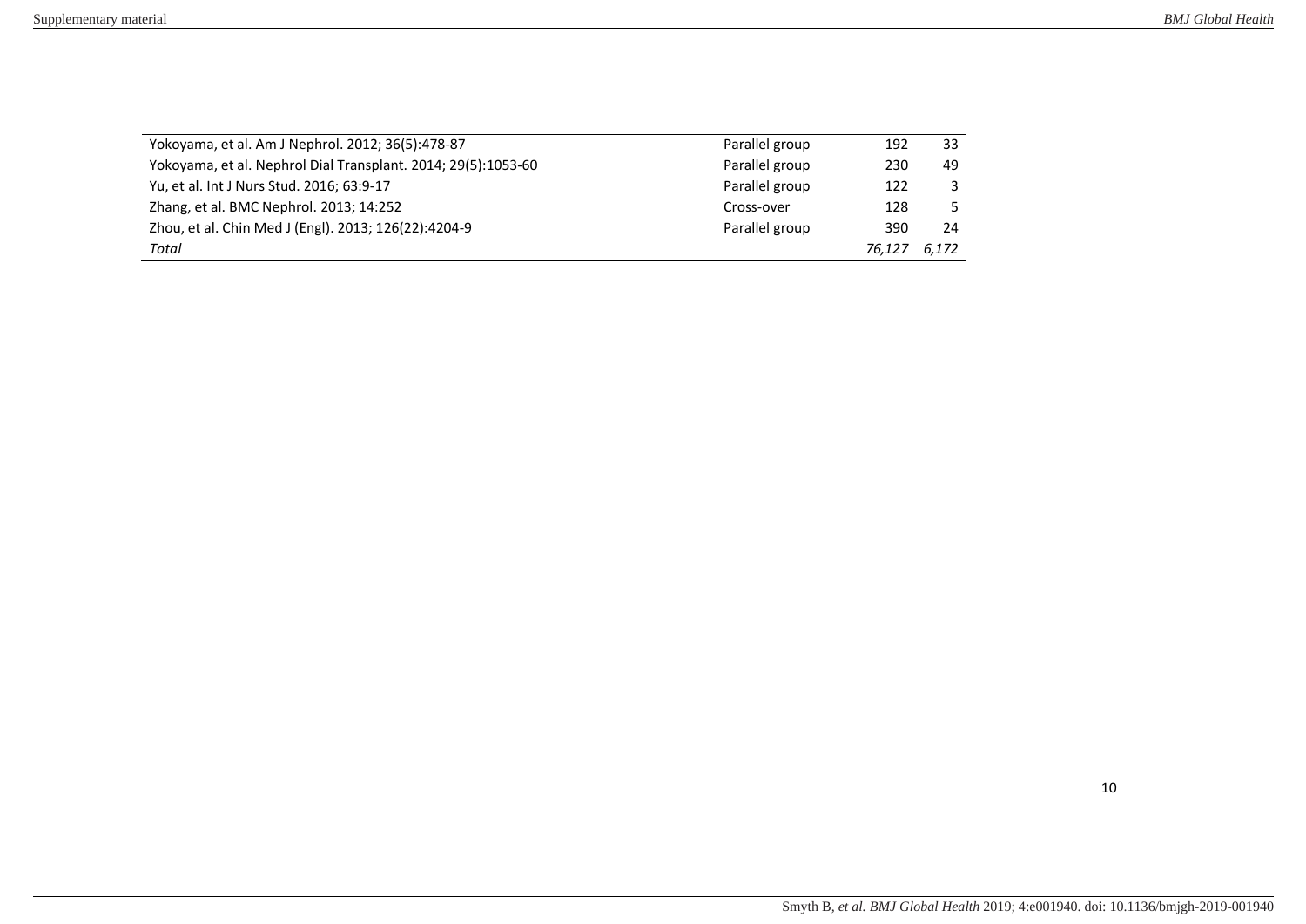| | | | |
|---|---|---|---|
| Yokoyama, et al. Am J Nephrol. 2012; 36(5):478-87 | Parallel group | 192 | 33 |
| Yokoyama, et al. Nephrol Dial Transplant. 2014; 29(5):1053-60 | Parallel group | 230 | 49 |
| Yu, et al. Int J Nurs Stud. 2016; 63:9-17 | Parallel group | 122 | 3 |
| Zhang, et al. BMC Nephrol. 2013; 14:252 | Cross-over | 128 | 5 |
| Zhou, et al. Chin Med J (Engl). 2013; 126(22):4204-9 | Parallel group | 390 | 24 |
| *Total* | | *76,127* | *6,172* |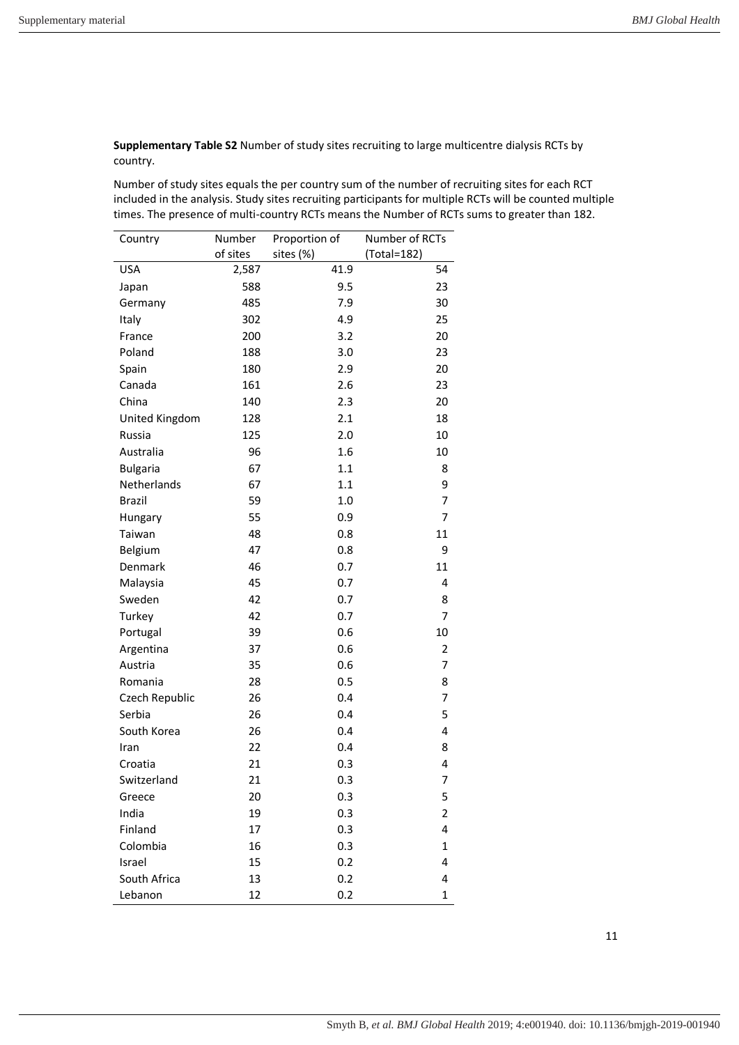**Supplementary Table S2** Number of study sites recruiting to large multicentre dialysis RCTs by country.

Number of study sites equals the per country sum of the number of recruiting sites for each RCT included in the analysis. Study sites recruiting participants for multiple RCTs will be counted multiple times. The presence of multi-country RCTs means the Number of RCTs sums to greater than 182.

| Country | Number of sites | Proportion of sites (%) | Number of RCTs (Total=182) |
|---|---|---|---|
| USA | 2,587 | 41.9 | 54 |
| Japan | 588 | 9.5 | 23 |
| Germany | 485 | 7.9 | 30 |
| Italy | 302 | 4.9 | 25 |
| France | 200 | 3.2 | 20 |
| Poland | 188 | 3.0 | 23 |
| Spain | 180 | 2.9 | 20 |
| Canada | 161 | 2.6 | 23 |
| China | 140 | 2.3 | 20 |
| United Kingdom | 128 | 2.1 | 18 |
| Russia | 125 | 2.0 | 10 |
| Australia | 96 | 1.6 | 10 |
| Bulgaria | 67 | 1.1 | 8 |
| Netherlands | 67 | 1.1 | 9 |
| Brazil | 59 | 1.0 | 7 |
| Hungary | 55 | 0.9 | 7 |
| Taiwan | 48 | 0.8 | 11 |
| Belgium | 47 | 0.8 | 9 |
| Denmark | 46 | 0.7 | 11 |
| Malaysia | 45 | 0.7 | 4 |
| Sweden | 42 | 0.7 | 8 |
| Turkey | 42 | 0.7 | 7 |
| Portugal | 39 | 0.6 | 10 |
| Argentina | 37 | 0.6 | 2 |
| Austria | 35 | 0.6 | 7 |
| Romania | 28 | 0.5 | 8 |
| Czech Republic | 26 | 0.4 | 7 |
| Serbia | 26 | 0.4 | 5 |
| South Korea | 26 | 0.4 | 4 |
| Iran | 22 | 0.4 | 8 |
| Croatia | 21 | 0.3 | 4 |
| Switzerland | 21 | 0.3 | 7 |
| Greece | 20 | 0.3 | 5 |
| India | 19 | 0.3 | 2 |
| Finland | 17 | 0.3 | 4 |
| Colombia | 16 | 0.3 | 1 |
| Israel | 15 | 0.2 | 4 |
| South Africa | 13 | 0.2 | 4 |
| Lebanon | 12 | 0.2 | 1 |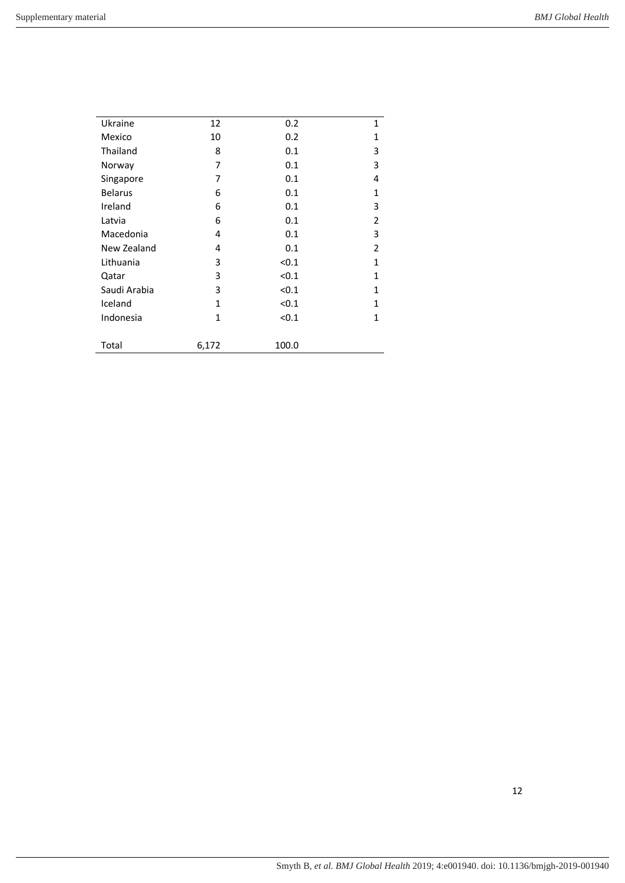| | | | |
|---|---|---|---|
| Ukraine | 12 | 0.2 | 1 |
| Mexico | 10 | 0.2 | 1 |
| Thailand | 8 | 0.1 | 3 |
| Norway | 7 | 0.1 | 3 |
| Singapore | 7 | 0.1 | 4 |
| Belarus | 6 | 0.1 | 1 |
| Ireland | 6 | 0.1 | 3 |
| Latvia | 6 | 0.1 | 2 |
| Macedonia | 4 | 0.1 | 3 |
| New Zealand | 4 | 0.1 | 2 |
| Lithuania | 3 | <0.1 | 1 |
| Qatar | 3 | <0.1 | 1 |
| Saudi Arabia | 3 | <0.1 | 1 |
| Iceland | 1 | <0.1 | 1 |
| Indonesia | 1 | <0.1 | 1 |
| | | | |
| Total | 6,172 | 100.0 | |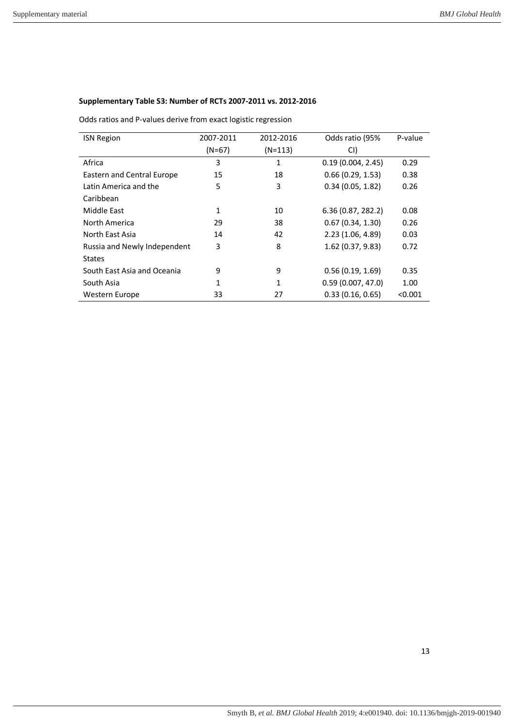**Supplementary Table S3: Number of RCTs 2007-2011 vs. 2012-2016**

Odds ratios and P-values derive from exact logistic regression

| ISN Region | 2007-2011 (N=67) | 2012-2016 (N=113) | Odds ratio (95% CI) | P-value |
|---|---|---|---|---|
| Africa | 3 | 1 | 0.19 (0.004, 2.45) | 0.29 |
| Eastern and Central Europe | 15 | 18 | 0.66 (0.29, 1.53) | 0.38 |
| Latin America and the Caribbean | 5 | 3 | 0.34 (0.05, 1.82) | 0.26 |
| Middle East | 1 | 10 | 6.36 (0.87, 282.2) | 0.08 |
| North America | 29 | 38 | 0.67 (0.34, 1.30) | 0.26 |
| North East Asia | 14 | 42 | 2.23 (1.06, 4.89) | 0.03 |
| Russia and Newly Independent States | 3 | 8 | 1.62 (0.37, 9.83) | 0.72 |
| South East Asia and Oceania | 9 | 9 | 0.56 (0.19, 1.69) | 0.35 |
| South Asia | 1 | 1 | 0.59 (0.007, 47.0) | 1.00 |
| Western Europe | 33 | 27 | 0.33 (0.16, 0.65) | <0.001 |